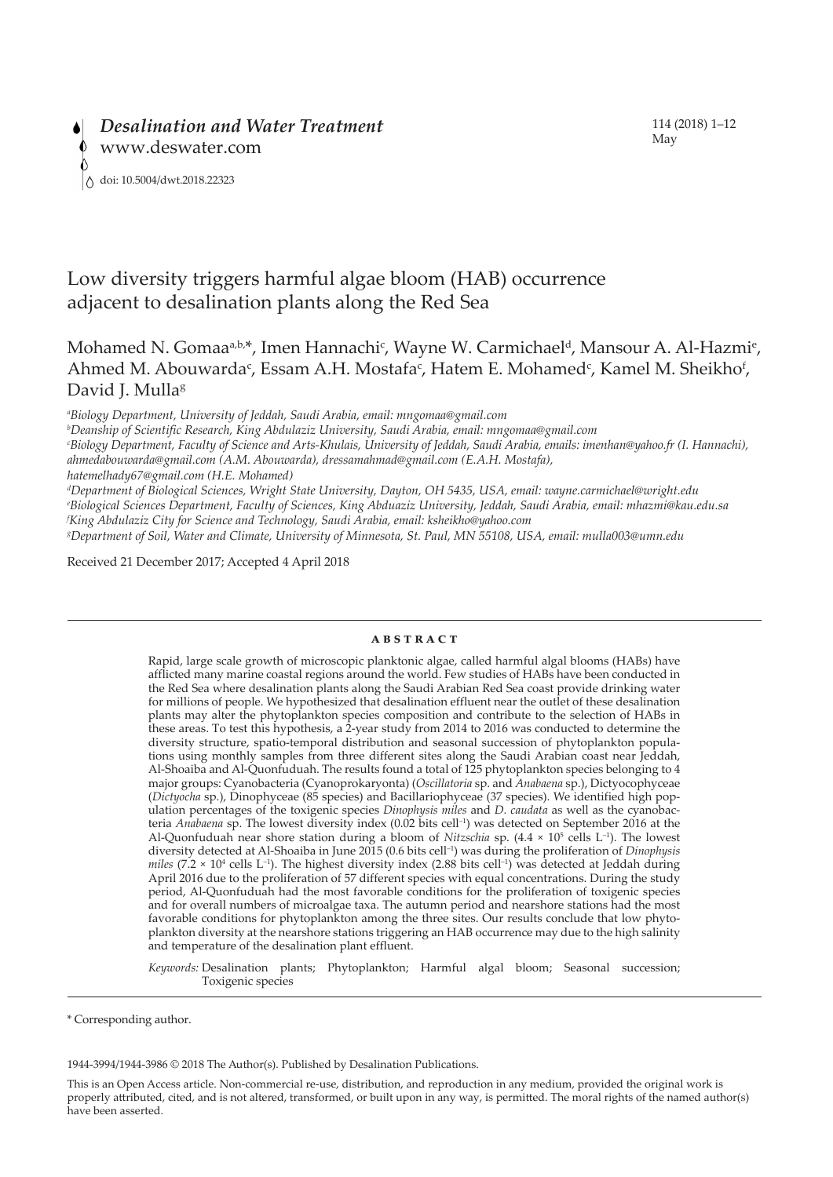# Low diversity triggers harmful algae bloom (HAB) occurrence adjacent to desalination plants along the Red Sea

Mohamed N. Gomaa[a,b,*], Imen Hannachi[c], Wayne W. Carmichael[d], Mansour A. Al-Hazmi[e], Ahmed M. Abouwarda[c], Essam A.H. Mostafa[c], Hatem E. Mohamed[c], Kamel M. Sheikho[f], David J. Mulla[g]

[a]*Biology Department, University of Jeddah, Saudi Arabia, email: mngomaa@gmail.com*
[b]*Deanship of Scientific Research, King Abdulaziz University, Saudi Arabia, email: mngomaa@gmail.com*
[c]*Biology Department, Faculty of Science and Arts-Khulais, University of Jeddah, Saudi Arabia, emails: imenhan@yahoo.fr (I. Hannachi), ahmedabouwarda@gmail.com (A.M. Abouwarda), dressamahmad@gmail.com (E.A.H. Mostafa), hatemelhady67@gmail.com (H.E. Mohamed)*
[d]*Department of Biological Sciences, Wright State University, Dayton, OH 5435, USA, email: wayne.carmichael@wright.edu*
[e]*Biological Sciences Department, Faculty of Sciences, King Abduaziz University, Jeddah, Saudi Arabia, email: mhazmi@kau.edu.sa*
[f]*King Abdulaziz City for Science and Technology, Saudi Arabia, email: ksheikho@yahoo.com*
[g]*Department of Soil, Water and Climate, University of Minnesota, St. Paul, MN 55108, USA, email: mulla003@umn.edu*

Received 21 December 2017; Accepted 4 April 2018

## ABSTRACT

Rapid, large scale growth of microscopic planktonic algae, called harmful algal blooms (HABs) have afflicted many marine coastal regions around the world. Few studies of HABs have been conducted in the Red Sea where desalination plants along the Saudi Arabian Red Sea coast provide drinking water for millions of people. We hypothesized that desalination effluent near the outlet of these desalination plants may alter the phytoplankton species composition and contribute to the selection of HABs in these areas. To test this hypothesis, a 2-year study from 2014 to 2016 was conducted to determine the diversity structure, spatio-temporal distribution and seasonal succession of phytoplankton populations using monthly samples from three different sites along the Saudi Arabian coast near Jeddah, Al-Shoaiba and Al-Quonfuduah. The results found a total of 125 phytoplankton species belonging to 4 major groups: Cyanobacteria (Cyanoprokaryonta) (*Oscillatoria* sp. and *Anabaena* sp.), Dictyocophyceae (*Dictyocha* sp.), Dinophyceae (85 species) and Bacillariophyceae (37 species). We identified high population percentages of the toxigenic species *Dinophysis miles* and *D. caudata* as well as the cyanobacteria *Anabaena* sp. The lowest diversity index (0.02 bits cell$^{-1}$) was detected on September 2016 at the Al-Quonfuduah near shore station during a bloom of *Nitzschia* sp. ($4.4 \times 10^5$ cells L$^{-1}$). The lowest diversity detected at Al-Shoaiba in June 2015 (0.6 bits cell$^{-1}$) was during the proliferation of *Dinophysis miles* ($7.2 \times 10^4$ cells L$^{-1}$). The highest diversity index (2.88 bits cell$^{-1}$) was detected at Jeddah during April 2016 due to the proliferation of 57 different species with equal concentrations. During the study period, Al-Quonfuduah had the most favorable conditions for the proliferation of toxigenic species and for overall numbers of microalgae taxa. The autumn period and nearshore stations had the most favorable conditions for phytoplankton among the three sites. Our results conclude that low phytoplankton diversity at the nearshore stations triggering an HAB occurrence may due to the high salinity and temperature of the desalination plant effluent.

*Keywords:* Desalination plants; Phytoplankton; Harmful algal bloom; Seasonal succession; Toxigenic species

\* Corresponding author.

1944-3994/1944-3986 © 2018 The Author(s). Published by Desalination Publications.

This is an Open Access article. Non-commercial re-use, distribution, and reproduction in any medium, provided the original work is properly attributed, cited, and is not altered, transformed, or built upon in any way, is permitted. The moral rights of the named author(s) have been asserted.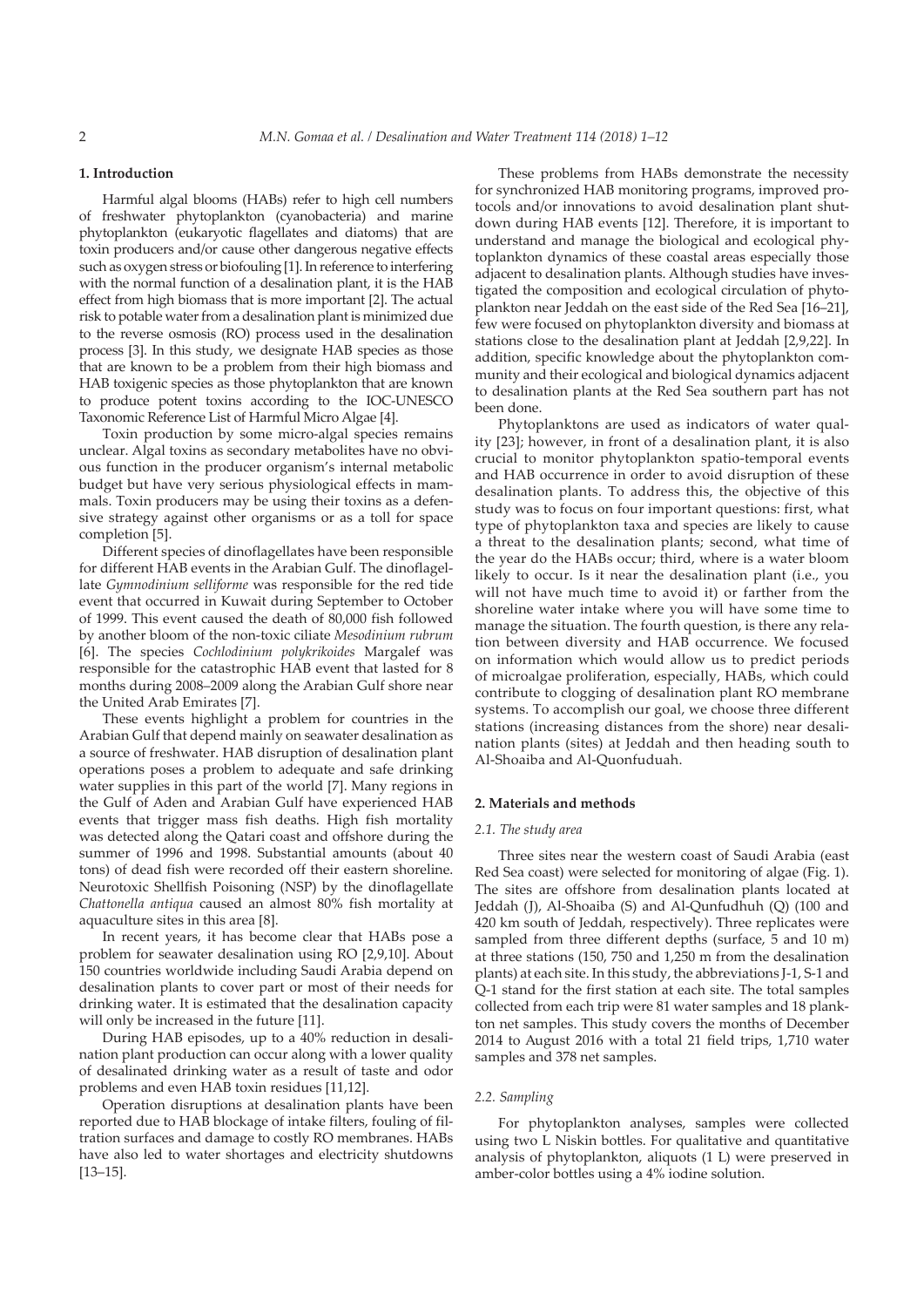## 1. Introduction

Harmful algal blooms (HABs) refer to high cell numbers of freshwater phytoplankton (cyanobacteria) and marine phytoplankton (eukaryotic flagellates and diatoms) that are toxin producers and/or cause other dangerous negative effects such as oxygen stress or biofouling [1]. In reference to interfering with the normal function of a desalination plant, it is the HAB effect from high biomass that is more important [2]. The actual risk to potable water from a desalination plant is minimized due to the reverse osmosis (RO) process used in the desalination process [3]. In this study, we designate HAB species as those that are known to be a problem from their high biomass and HAB toxigenic species as those phytoplankton that are known to produce potent toxins according to the IOC-UNESCO Taxonomic Reference List of Harmful Micro Algae [4].

Toxin production by some micro-algal species remains unclear. Algal toxins as secondary metabolites have no obvious function in the producer organism's internal metabolic budget but have very serious physiological effects in mammals. Toxin producers may be using their toxins as a defensive strategy against other organisms or as a toll for space completion [5].

Different species of dinoflagellates have been responsible for different HAB events in the Arabian Gulf. The dinoflagellate *Gymnodinium selliforme* was responsible for the red tide event that occurred in Kuwait during September to October of 1999. This event caused the death of 80,000 fish followed by another bloom of the non-toxic ciliate *Mesodinium rubrum* [6]. The species *Cochlodinium polykrikoides* Margalef was responsible for the catastrophic HAB event that lasted for 8 months during 2008–2009 along the Arabian Gulf shore near the United Arab Emirates [7].

These events highlight a problem for countries in the Arabian Gulf that depend mainly on seawater desalination as a source of freshwater. HAB disruption of desalination plant operations poses a problem to adequate and safe drinking water supplies in this part of the world [7]. Many regions in the Gulf of Aden and Arabian Gulf have experienced HAB events that trigger mass fish deaths. High fish mortality was detected along the Qatari coast and offshore during the summer of 1996 and 1998. Substantial amounts (about 40 tons) of dead fish were recorded off their eastern shoreline. Neurotoxic Shellfish Poisoning (NSP) by the dinoflagellate *Chattonella antiqua* caused an almost 80% fish mortality at aquaculture sites in this area [8].

In recent years, it has become clear that HABs pose a problem for seawater desalination using RO [2,9,10]. About 150 countries worldwide including Saudi Arabia depend on desalination plants to cover part or most of their needs for drinking water. It is estimated that the desalination capacity will only be increased in the future [11].

During HAB episodes, up to a 40% reduction in desalination plant production can occur along with a lower quality of desalinated drinking water as a result of taste and odor problems and even HAB toxin residues [11,12].

Operation disruptions at desalination plants have been reported due to HAB blockage of intake filters, fouling of filtration surfaces and damage to costly RO membranes. HABs have also led to water shortages and electricity shutdowns [13–15].

These problems from HABs demonstrate the necessity for synchronized HAB monitoring programs, improved protocols and/or innovations to avoid desalination plant shutdown during HAB events [12]. Therefore, it is important to understand and manage the biological and ecological phytoplankton dynamics of these coastal areas especially those adjacent to desalination plants. Although studies have investigated the composition and ecological circulation of phytoplankton near Jeddah on the east side of the Red Sea [16–21], few were focused on phytoplankton diversity and biomass at stations close to the desalination plant at Jeddah [2,9,22]. In addition, specific knowledge about the phytoplankton community and their ecological and biological dynamics adjacent to desalination plants at the Red Sea southern part has not been done.

Phytoplanktons are used as indicators of water quality [23]; however, in front of a desalination plant, it is also crucial to monitor phytoplankton spatio-temporal events and HAB occurrence in order to avoid disruption of these desalination plants. To address this, the objective of this study was to focus on four important questions: first, what type of phytoplankton taxa and species are likely to cause a threat to the desalination plants; second, what time of the year do the HABs occur; third, where is a water bloom likely to occur. Is it near the desalination plant (i.e., you will not have much time to avoid it) or farther from the shoreline water intake where you will have some time to manage the situation. The fourth question, is there any relation between diversity and HAB occurrence. We focused on information which would allow us to predict periods of microalgae proliferation, especially, HABs, which could contribute to clogging of desalination plant RO membrane systems. To accomplish our goal, we choose three different stations (increasing distances from the shore) near desalination plants (sites) at Jeddah and then heading south to Al-Shoaiba and Al-Quonfuduah.

## 2. Materials and methods

### 2.1. The study area

Three sites near the western coast of Saudi Arabia (east Red Sea coast) were selected for monitoring of algae (Fig. 1). The sites are offshore from desalination plants located at Jeddah (J), Al-Shoaiba (S) and Al-Qunfudhuh (Q) (100 and 420 km south of Jeddah, respectively). Three replicates were sampled from three different depths (surface, 5 and 10 m) at three stations (150, 750 and 1,250 m from the desalination plants) at each site. In this study, the abbreviations J-1, S-1 and Q-1 stand for the first station at each site. The total samples collected from each trip were 81 water samples and 18 plankton net samples. This study covers the months of December 2014 to August 2016 with a total 21 field trips, 1,710 water samples and 378 net samples.

### 2.2. Sampling

For phytoplankton analyses, samples were collected using two L Niskin bottles. For qualitative and quantitative analysis of phytoplankton, aliquots (1 L) were preserved in amber-color bottles using a 4% iodine solution.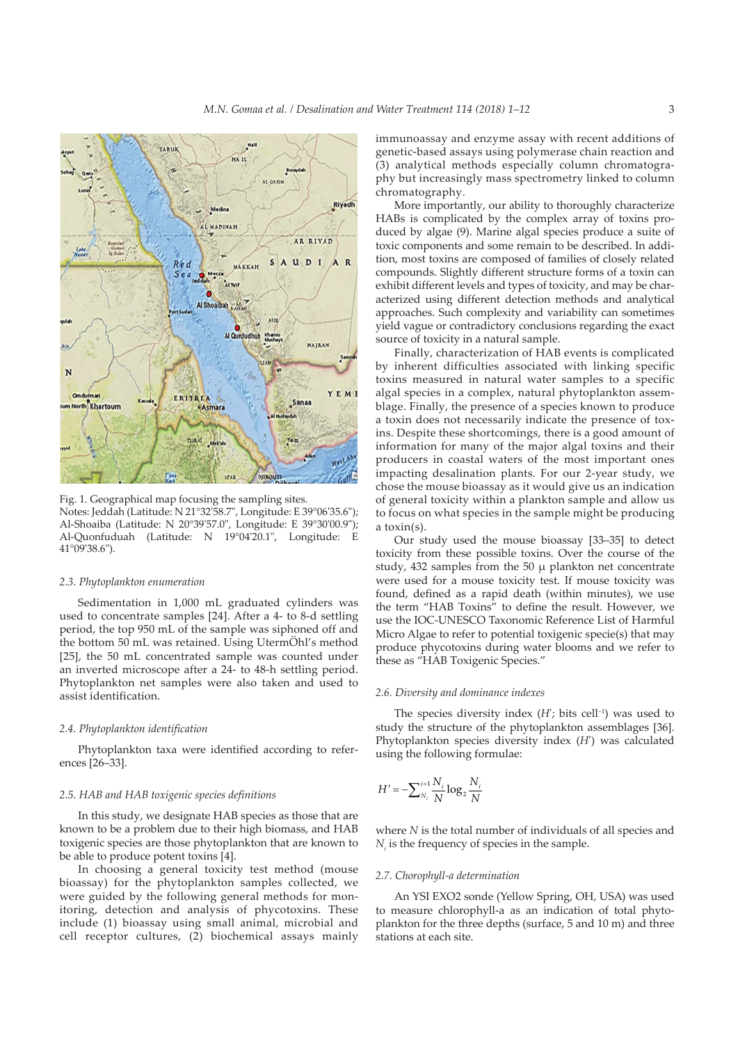Fig. 1. Geographical map focusing the sampling sites.

Notes: Jeddah (Latitude: N 21°32'58.7", Longitude: E 39°06'35.6"); Al-Shoaiba (Latitude: N 20°39'57.0", Longitude: E 39°30'00.9"); Al-Quonfuduah (Latitude: N 19°04'20.1", Longitude: E 41°09'38.6").

### 2.3. Phytoplankton enumeration

Sedimentation in 1,000 mL graduated cylinders was used to concentrate samples [24]. After a 4- to 8-d settling period, the top 950 mL of the sample was siphoned off and the bottom 50 mL was retained. Using UtermÖhl's method [25], the 50 mL concentrated sample was counted under an inverted microscope after a 24- to 48-h settling period. Phytoplankton net samples were also taken and used to assist identification.

### 2.4. Phytoplankton identification

Phytoplankton taxa were identified according to references [26–33].

### 2.5. HAB and HAB toxigenic species definitions

In this study, we designate HAB species as those that are known to be a problem due to their high biomass, and HAB toxigenic species are those phytoplankton that are known to be able to produce potent toxins [4].

In choosing a general toxicity test method (mouse bioassay) for the phytoplankton samples collected, we were guided by the following general methods for monitoring, detection and analysis of phycotoxins. These include (1) bioassay using small animal, microbial and cell receptor cultures, (2) biochemical assays mainly immunoassay and enzyme assay with recent additions of genetic-based assays using polymerase chain reaction and (3) analytical methods especially column chromatography but increasingly mass spectrometry linked to column chromatography.

More importantly, our ability to thoroughly characterize HABs is complicated by the complex array of toxins produced by algae (9). Marine algal species produce a suite of toxic components and some remain to be described. In addition, most toxins are composed of families of closely related compounds. Slightly different structure forms of a toxin can exhibit different levels and types of toxicity, and may be characterized using different detection methods and analytical approaches. Such complexity and variability can sometimes yield vague or contradictory conclusions regarding the exact source of toxicity in a natural sample.

Finally, characterization of HAB events is complicated by inherent difficulties associated with linking specific toxins measured in natural water samples to a specific algal species in a complex, natural phytoplankton assemblage. Finally, the presence of a species known to produce a toxin does not necessarily indicate the presence of toxins. Despite these shortcomings, there is a good amount of information for many of the major algal toxins and their producers in coastal waters of the most important ones impacting desalination plants. For our 2-year study, we chose the mouse bioassay as it would give us an indication of general toxicity within a plankton sample and allow us to focus on what species in the sample might be producing a toxin(s).

Our study used the mouse bioassay [33–35] to detect toxicity from these possible toxins. Over the course of the study, 432 samples from the 50 μ plankton net concentrate were used for a mouse toxicity test. If mouse toxicity was found, defined as a rapid death (within minutes), we use the term "HAB Toxins" to define the result. However, we use the IOC-UNESCO Taxonomic Reference List of Harmful Micro Algae to refer to potential toxigenic specie(s) that may produce phycotoxins during water blooms and we refer to these as "HAB Toxigenic Species."

### 2.6. Diversity and dominance indexes

The species diversity index ($H'$; bits cell$^{-1}$) was used to study the structure of the phytoplankton assemblages [36]. Phytoplankton species diversity index ($H'$) was calculated using the following formulae:

$$H' = -\sum_{N_i}^{i=1} \frac{N_i}{N} \log_2 \frac{N_i}{N}$$

where $N$ is the total number of individuals of all species and $N_i$ is the frequency of species in the sample.

### 2.7. Chorophyll-a determination

An YSI EXO2 sonde (Yellow Spring, OH, USA) was used to measure chlorophyll-a as an indication of total phytoplankton for the three depths (surface, 5 and 10 m) and three stations at each site.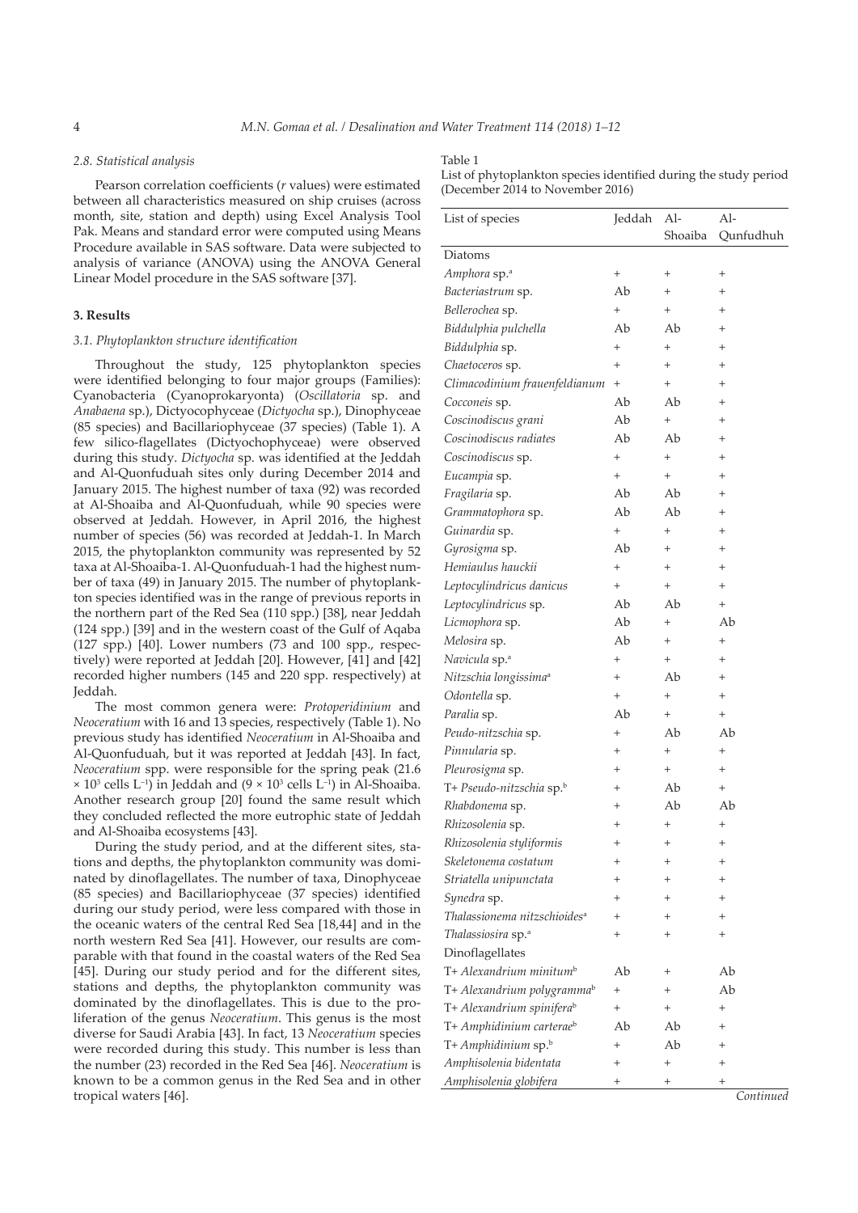### 2.8. Statistical analysis

Pearson correlation coefficients (*r* values) were estimated between all characteristics measured on ship cruises (across month, site, station and depth) using Excel Analysis Tool Pak. Means and standard error were computed using Means Procedure available in SAS software. Data were subjected to analysis of variance (ANOVA) using the ANOVA General Linear Model procedure in the SAS software [37].

## 3. Results

### 3.1. Phytoplankton structure identification

Throughout the study, 125 phytoplankton species were identified belonging to four major groups (Families): Cyanobacteria (Cyanoprokaryonta) (*Oscillatoria* sp. and *Anabaena* sp.), Dictyocophyceae (*Dictyocha* sp.), Dinophyceae (85 species) and Bacillariophyceae (37 species) (Table 1). A few silico-flagellates (Dictyochophyceae) were observed during this study. *Dictyocha* sp. was identified at the Jeddah and Al-Quonfuduah sites only during December 2014 and January 2015. The highest number of taxa (92) was recorded at Al-Shoaiba and Al-Quonfuduah, while 90 species were observed at Jeddah. However, in April 2016, the highest number of species (56) was recorded at Jeddah-1. In March 2015, the phytoplankton community was represented by 52 taxa at Al-Shoaiba-1. Al-Quonfuduah-1 had the highest number of taxa (49) in January 2015. The number of phytoplankton species identified was in the range of previous reports in the northern part of the Red Sea (110 spp.) [38], near Jeddah (124 spp.) [39] and in the western coast of the Gulf of Aqaba (127 spp.) [40]. Lower numbers (73 and 100 spp., respectively) were reported at Jeddah [20]. However, [41] and [42] recorded higher numbers (145 and 220 spp. respectively) at Jeddah.

The most common genera were: *Protoperidinium* and *Neoceratium* with 16 and 13 species, respectively (Table 1). No previous study has identified *Neoceratium* in Al-Shoaiba and Al-Quonfuduah, but it was reported at Jeddah [43]. In fact, *Neoceratium* spp. were responsible for the spring peak ($21.6 \times 10^3$ cells $L^{-1}$) in Jeddah and ($9 \times 10^3$ cells $L^{-1}$) in Al-Shoaiba. Another research group [20] found the same result which they concluded reflected the more eutrophic state of Jeddah and Al-Shoaiba ecosystems [43].

During the study period, and at the different sites, stations and depths, the phytoplankton community was dominated by dinoflagellates. The number of taxa, Dinophyceae (85 species) and Bacillariophyceae (37 species) identified during our study period, were less compared with those in the oceanic waters of the central Red Sea [18,44] and in the north western Red Sea [41]. However, our results are comparable with that found in the coastal waters of the Red Sea [45]. During our study period and for the different sites, stations and depths, the phytoplankton community was dominated by the dinoflagellates. This is due to the proliferation of the genus *Neoceratium*. This genus is the most diverse for Saudi Arabia [43]. In fact, 13 *Neoceratium* species were recorded during this study. This number is less than the number (23) recorded in the Red Sea [46]. *Neoceratium* is known to be a common genus in the Red Sea and in other tropical waters [46].

Table 1
List of phytoplankton species identified during the study period (December 2014 to November 2016)

| List of species | Jeddah | Al-Shoaiba | Al-Qunfudhuh |
|---|---|---|---|
| Diatoms | | | |
| *Amphora* sp.[a] | + | + | + |
| *Bacteriastrum* sp. | Ab | + | + |
| *Bellerochea* sp. | + | + | + |
| *Biddulphia pulchella* | Ab | Ab | + |
| *Biddulphia* sp. | + | + | + |
| *Chaetoceros* sp. | + | + | + |
| *Climacodinium frauenfeldianum* | + | + | + |
| *Cocconeis* sp. | Ab | Ab | + |
| *Coscinodiscus grani* | Ab | + | + |
| *Coscinodiscus radiates* | Ab | Ab | + |
| *Coscinodiscus* sp. | + | + | + |
| *Eucampia* sp. | + | + | + |
| *Fragilaria* sp. | Ab | Ab | + |
| *Grammatophora* sp. | Ab | Ab | + |
| *Guinardia* sp. | + | + | + |
| *Gyrosigma* sp. | Ab | + | + |
| *Hemiaulus hauckii* | + | + | + |
| *Leptocylindricus danicus* | + | + | + |
| *Leptocylindricus* sp. | Ab | Ab | + |
| *Licmophora* sp. | Ab | + | Ab |
| *Melosira* sp. | Ab | + | + |
| *Navicula* sp.[a] | + | + | + |
| *Nitzschia longissima*[a] | + | Ab | + |
| *Odontella* sp. | + | + | + |
| *Paralia* sp. | Ab | + | + |
| *Peudo-nitzschia* sp. | + | Ab | Ab |
| *Pinnularia* sp. | + | + | + |
| *Pleurosigma* sp. | + | + | + |
| T+ *Pseudo-nitzschia* sp.[b] | + | Ab | + |
| *Rhabdonema* sp. | + | Ab | Ab |
| *Rhizosolenia* sp. | + | + | + |
| *Rhizosolenia styliformis* | + | + | + |
| *Skeletonema costatum* | + | + | + |
| *Striatella unipunctata* | + | + | + |
| *Synedra* sp. | + | + | + |
| *Thalassionema nitzschioides*[a] | + | + | + |
| *Thalassiosira* sp.[a] | + | + | + |
| Dinoflagellates | | | |
| T+ *Alexandrium minitum*[b] | Ab | + | Ab |
| T+ *Alexandrium polygramma*[b] | + | + | Ab |
| T+ *Alexandrium spinifera*[b] | + | + | + |
| T+ *Amphidinium carterae*[b] | Ab | Ab | + |
| T+ *Amphidinium* sp.[b] | + | Ab | + |
| *Amphisolenia bidentata* | + | + | + |
| *Amphisolenia globifera* | + | + | + |

*Continued*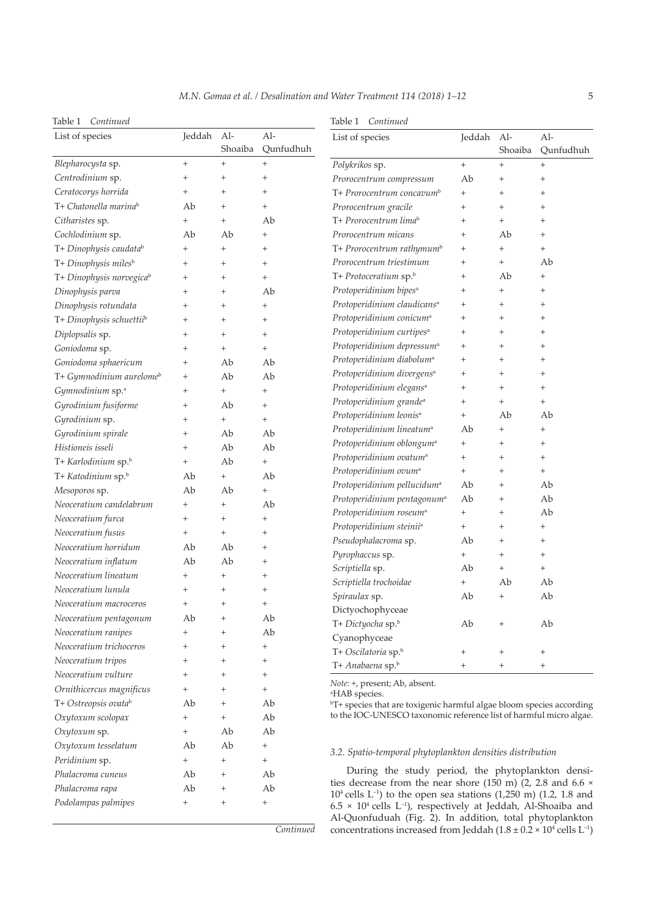Table 1 *Continued*

| List of species | Jeddah | Al-Shoaiba | Al-Qunfudhuh |
|---|---|---|---|
| *Blepharocysta* sp. | + | + | + |
| *Centrodinium* sp. | + | + | + |
| *Ceratocorys horrida* | + | + | + |
| T+ *Chatonella marina*[b] | Ab | + | + |
| *Citharistes* sp. | + | + | Ab |
| *Cochlodinium* sp. | Ab | Ab | + |
| T+ *Dinophysis caudata*[b] | + | + | + |
| T+ *Dinophysis miles*[b] | + | + | + |
| T+ *Dinophysis norvegica*[b] | + | + | + |
| *Dinophysis parva* | + | + | Ab |
| *Dinophysis rotundata* | + | + | + |
| T+ *Dinophysis schuettii*[b] | + | + | + |
| *Diplopsalis* sp. | + | + | + |
| *Goniodoma* sp. | + | + | + |
| *Goniodoma sphaericum* | + | Ab | Ab |
| T+ *Gymnodinium aureolme*[b] | + | Ab | Ab |
| *Gymnodinium* sp.[a] | + | + | + |
| *Gyrodinium fusiforme* | + | Ab | + |
| *Gyrodinium* sp. | + | + | + |
| *Gyrodinium spirale* | + | Ab | Ab |
| *Histioneis isseli* | + | Ab | Ab |
| T+ *Karlodinium* sp.[b] | + | Ab | + |
| T+ *Katodinium* sp.[b] | Ab | + | Ab |
| *Mesoporos* sp. | Ab | Ab | + |
| *Neoceratium candelabrum* | + | + | Ab |
| *Neoceratium furca* | + | + | + |
| *Neoceratium fusus* | + | + | + |
| *Neoceratium horridum* | Ab | Ab | + |
| *Neoceratium inflatum* | Ab | Ab | + |
| *Neoceratium lineatum* | + | + | + |
| *Neoceratium lunula* | + | + | + |
| *Neoceratium macroceros* | + | + | + |
| *Neoceratium pentagonum* | Ab | + | Ab |
| *Neoceratium ranipes* | + | + | Ab |
| *Neoceratium trichoceros* | + | + | + |
| *Neoceratium tripos* | + | + | + |
| *Neoceratium vulture* | + | + | + |
| *Ornithicercus magnificus* | + | + | + |
| T+ *Ostreopsis ovata*[b] | Ab | + | Ab |
| *Oxytoxum scolopax* | + | + | Ab |
| *Oxytoxum* sp. | + | Ab | Ab |
| *Oxytoxum tesselatum* | Ab | Ab | + |
| *Peridinium* sp. | + | + | + |
| *Phalacroma cuneus* | Ab | + | Ab |
| *Phalacroma rapa* | Ab | + | Ab |
| *Podolampas palmipes* | + | + | + |

*Continued*

Table 1 *Continued*

| List of species | Jeddah | Al-Shoaiba | Al-Qunfudhuh |
|---|---|---|---|
| *Polykrikos* sp. | + | + | + |
| *Prorocentrum compressum* | Ab | + | + |
| T+ *Prorocentrum concavum*[b] | + | + | + |
| *Prorocentrum gracile* | + | + | + |
| T+ *Prorocentrum lima*[b] | + | + | + |
| *Prorocentrum micans* | + | Ab | + |
| T+ *Prorocentrum rathymum*[b] | + | + | + |
| *Prorocentrum triestimum* | + | + | Ab |
| T+ *Protoceratium* sp.[b] | + | Ab | + |
| *Protoperidinium bipes*[a] | + | + | + |
| *Protoperidinium claudicans*[a] | + | + | + |
| *Protoperidinium conicum*[a] | + | + | + |
| *Protoperidinium curtipes*[a] | + | + | + |
| *Protoperidinium depressum*[a] | + | + | + |
| *Protoperidinium diabolum*[a] | + | + | + |
| *Protoperidinium divergens*[a] | + | + | + |
| *Protoperidinium elegans*[a] | + | + | + |
| *Protoperidinium grande*[a] | + | + | + |
| *Protoperidinium leonis*[a] | + | Ab | Ab |
| *Protoperidinium lineatum*[a] | Ab | + | + |
| *Protoperidinium oblongum*[a] | + | + | + |
| *Protoperidinium ovatum*[a] | + | + | + |
| *Protoperidinium ovum*[a] | + | + | + |
| *Protoperidinium pellucidum*[a] | Ab | + | Ab |
| *Protoperidinium pentagonum*[a] | Ab | + | Ab |
| *Protoperidinium roseum*[a] | + | + | Ab |
| *Protoperidinium steinii*[a] | + | + | + |
| *Pseudophalacroma* sp. | Ab | + | + |
| *Pyrophaccus* sp. | + | + | + |
| *Scriptiella* sp. | Ab | + | + |
| *Scriptiella trochoidae* | + | Ab | Ab |
| *Spiraulax* sp. | Ab | + | Ab |
| Dictyochophyceae | | | |
| T+ *Dictyocha* sp.[b] | Ab | + | Ab |
| Cyanophyceae | | | |
| T+ *Oscilatoria* sp.[b] | + | + | + |
| T+ *Anabaena* sp.[b] | + | + | + |

*Note:* +, present; Ab, absent.

[a]HAB species.

[b]T+ species that are toxigenic harmful algae bloom species according to the IOC-UNESCO taxonomic reference list of harmful micro algae.

### 3.2. Spatio-temporal phytoplankton densities distribution

During the study period, the phytoplankton densities decrease from the near shore (150 m) (2, 2.8 and 6.6 × $10^4$ cells $L^{-1}$) to the open sea stations (1,250 m) (1.2, 1.8 and 6.5 × $10^4$ cells $L^{-1}$), respectively at Jeddah, Al-Shoaiba and Al-Quonfuduah (Fig. 2). In addition, total phytoplankton concentrations increased from Jeddah ($1.8 \pm 0.2 \times 10^4$ cells $L^{-1}$)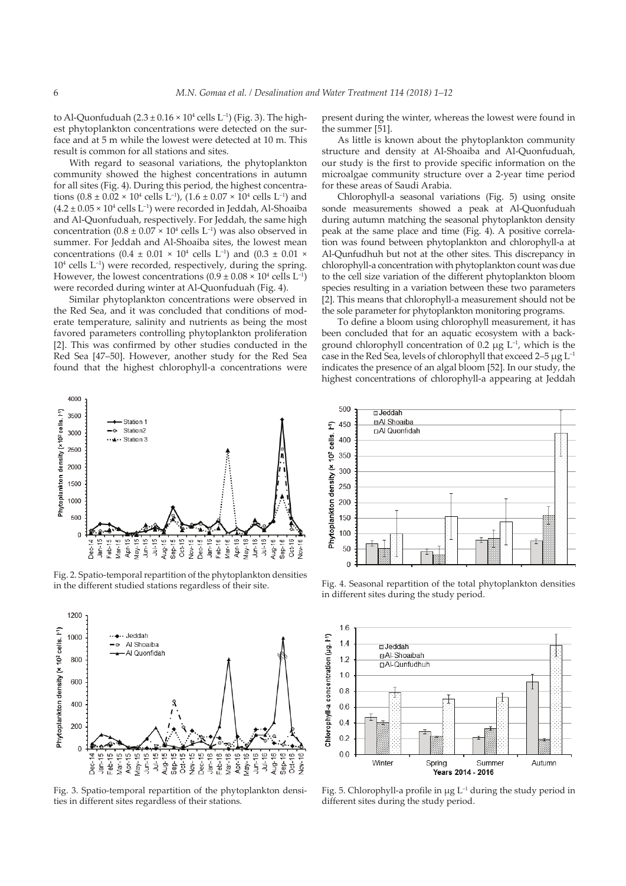to Al-Quonfuduah ($2.3 \pm 0.16 \times 10^4$ cells $L^{-1}$) (Fig. 3). The highest phytoplankton concentrations were detected on the surface and at 5 m while the lowest were detected at 10 m. This result is common for all stations and sites.

With regard to seasonal variations, the phytoplankton community showed the highest concentrations in autumn for all sites (Fig. 4). During this period, the highest concentrations ($0.8 \pm 0.02 \times 10^4$ cells $L^{-1}$), ($1.6 \pm 0.07 \times 10^4$ cells $L^{-1}$) and ($4.2 \pm 0.05 \times 10^4$ cells $L^{-1}$) were recorded in Jeddah, Al-Shoaiba and Al-Quonfuduah, respectively. For Jeddah, the same high concentration ($0.8 \pm 0.07 \times 10^4$ cells $L^{-1}$) was also observed in summer. For Jeddah and Al-Shoaiba sites, the lowest mean concentrations ($0.4 \pm 0.01 \times 10^4$ cells $L^{-1}$) and ($0.3 \pm 0.01 \times 10^4$ cells $L^{-1}$) were recorded, respectively, during the spring. However, the lowest concentrations ($0.9 \pm 0.08 \times 10^4$ cells $L^{-1}$) were recorded during winter at Al-Quonfuduah (Fig. 4).

Similar phytoplankton concentrations were observed in the Red Sea, and it was concluded that conditions of moderate temperature, salinity and nutrients as being the most favored parameters controlling phytoplankton proliferation [2]. This was confirmed by other studies conducted in the Red Sea [47–50]. However, another study for the Red Sea found that the highest chlorophyll-a concentrations were present during the winter, whereas the lowest were found in the summer [51].

As little is known about the phytoplankton community structure and density at Al-Shoaiba and Al-Quonfuduah, our study is the first to provide specific information on the microalgae community structure over a 2-year time period for these areas of Saudi Arabia.

Chlorophyll-a seasonal variations (Fig. 5) using onsite sonde measurements showed a peak at Al-Quonfuduah during autumn matching the seasonal phytoplankton density peak at the same place and time (Fig. 4). A positive correlation was found between phytoplankton and chlorophyll-a at Al-Qunfudhuh but not at the other sites. This discrepancy in chlorophyll-a concentration with phytoplankton count was due to the cell size variation of the different phytoplankton bloom species resulting in a variation between these two parameters [2]. This means that chlorophyll-a measurement should not be the sole parameter for phytoplankton monitoring programs.

To define a bloom using chlorophyll measurement, it has been concluded that for an aquatic ecosystem with a background chlorophyll concentration of 0.2 µg $L^{-1}$, which is the case in the Red Sea, levels of chlorophyll that exceed 2–5 µg $L^{-1}$ indicates the presence of an algal bloom [52]. In our study, the highest concentrations of chlorophyll-a appearing at Jeddah

Fig. 2. Spatio-temporal repartition of the phytoplankton densities in the different studied stations regardless of their site.

Fig. 3. Spatio-temporal repartition of the phytoplankton densities in different sites regardless of their stations.

Fig. 4. Seasonal repartition of the total phytoplankton densities in different sites during the study period.

Fig. 5. Chlorophyll-a profile in µg $L^{-1}$ during the study period in different sites during the study period.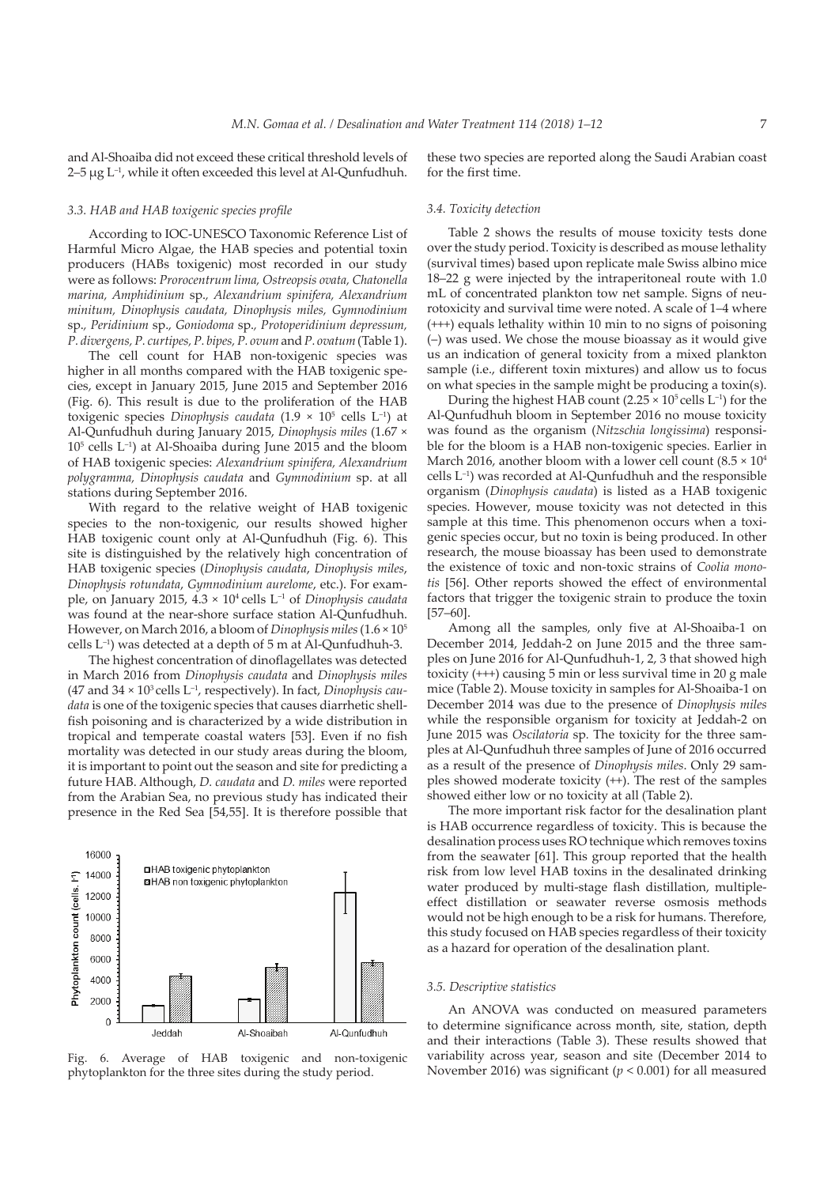and Al-Shoaiba did not exceed these critical threshold levels of 2–5 μg $L^{-1}$, while it often exceeded this level at Al-Qunfudhuh.

### 3.3. HAB and HAB toxigenic species profile

According to IOC-UNESCO Taxonomic Reference List of Harmful Micro Algae, the HAB species and potential toxin producers (HABs toxigenic) most recorded in our study were as follows: *Prorocentrum lima, Ostreopsis ovata, Chatonella marina, Amphidinium* sp., *Alexandrium spinifera, Alexandrium minitum, Dinophysis caudata, Dinophysis miles, Gymnodinium* sp., *Peridinium* sp., *Goniodoma* sp., *Protoperidinium depressum, P. divergens, P. curtipes, P. bipes, P. ovum* and *P. ovatum* (Table 1).

The cell count for HAB non-toxigenic species was higher in all months compared with the HAB toxigenic species, except in January 2015, June 2015 and September 2016 (Fig. 6). This result is due to the proliferation of the HAB toxigenic species *Dinophysis caudata* ($1.9 \times 10^5$ cells $L^{-1}$) at Al-Qunfudhuh during January 2015, *Dinophysis miles* ($1.67 \times 10^5$ cells $L^{-1}$) at Al-Shoaiba during June 2015 and the bloom of HAB toxigenic species: *Alexandrium spinifera, Alexandrium polygramma, Dinophysis caudata* and *Gymnodinium* sp. at all stations during September 2016.

With regard to the relative weight of HAB toxigenic species to the non-toxigenic, our results showed higher HAB toxigenic count only at Al-Qunfudhuh (Fig. 6). This site is distinguished by the relatively high concentration of HAB toxigenic species (*Dinophysis caudata*, *Dinophysis miles*, *Dinophysis rotundata*, *Gymnodinium aurelome*, etc.). For example, on January 2015, $4.3 \times 10^4$ cells $L^{-1}$ of *Dinophysis caudata* was found at the near-shore surface station Al-Qunfudhuh. However, on March 2016, a bloom of *Dinophysis miles* ($1.6 \times 10^5$ cells $L^{-1}$) was detected at a depth of 5 m at Al-Qunfudhuh-3.

The highest concentration of dinoflagellates was detected in March 2016 from *Dinophysis caudata* and *Dinophysis miles* (47 and $34 \times 10^3$ cells $L^{-1}$, respectively). In fact, *Dinophysis caudata* is one of the toxigenic species that causes diarrhetic shellfish poisoning and is characterized by a wide distribution in tropical and temperate coastal waters [53]. Even if no fish mortality was detected in our study areas during the bloom, it is important to point out the season and site for predicting a future HAB. Although, *D. caudata* and *D. miles* were reported from the Arabian Sea, no previous study has indicated their presence in the Red Sea [54,55]. It is therefore possible that these two species are reported along the Saudi Arabian coast for the first time.

Fig. 6. Average of HAB toxigenic and non-toxigenic phytoplankton for the three sites during the study period.

### 3.4. Toxicity detection

Table 2 shows the results of mouse toxicity tests done over the study period. Toxicity is described as mouse lethality (survival times) based upon replicate male Swiss albino mice 18–22 g were injected by the intraperitoneal route with 1.0 mL of concentrated plankton tow net sample. Signs of neurotoxicity and survival time were noted. A scale of 1–4 where (+++) equals lethality within 10 min to no signs of poisoning (–) was used. We chose the mouse bioassay as it would give us an indication of general toxicity from a mixed plankton sample (i.e., different toxin mixtures) and allow us to focus on what species in the sample might be producing a toxin(s).

During the highest HAB count ($2.25 \times 10^5$ cells $L^{-1}$) for the Al-Qunfudhuh bloom in September 2016 no mouse toxicity was found as the organism (*Nitzschia longissima*) responsible for the bloom is a HAB non-toxigenic species. Earlier in March 2016, another bloom with a lower cell count ($8.5 \times 10^4$ cells $L^{-1}$) was recorded at Al-Qunfudhuh and the responsible organism (*Dinophysis caudata*) is listed as a HAB toxigenic species. However, mouse toxicity was not detected in this sample at this time. This phenomenon occurs when a toxigenic species occur, but no toxin is being produced. In other research, the mouse bioassay has been used to demonstrate the existence of toxic and non-toxic strains of *Coolia monotis* [56]. Other reports showed the effect of environmental factors that trigger the toxigenic strain to produce the toxin [57–60].

Among all the samples, only five at Al-Shoaiba-1 on December 2014, Jeddah-2 on June 2015 and the three samples on June 2016 for Al-Qunfudhuh-1, 2, 3 that showed high toxicity (+++) causing 5 min or less survival time in 20 g male mice (Table 2). Mouse toxicity in samples for Al-Shoaiba-1 on December 2014 was due to the presence of *Dinophysis miles* while the responsible organism for toxicity at Jeddah-2 on June 2015 was *Oscilatoria* sp. The toxicity for the three samples at Al-Qunfudhuh three samples of June of 2016 occurred as a result of the presence of *Dinophysis miles*. Only 29 samples showed moderate toxicity (++). The rest of the samples showed either low or no toxicity at all (Table 2).

The more important risk factor for the desalination plant is HAB occurrence regardless of toxicity. This is because the desalination process uses RO technique which removes toxins from the seawater [61]. This group reported that the health risk from low level HAB toxins in the desalinated drinking water produced by multi-stage flash distillation, multiple-effect distillation or seawater reverse osmosis methods would not be high enough to be a risk for humans. Therefore, this study focused on HAB species regardless of their toxicity as a hazard for operation of the desalination plant.

### 3.5. Descriptive statistics

An ANOVA was conducted on measured parameters to determine significance across month, site, station, depth and their interactions (Table 3). These results showed that variability across year, season and site (December 2014 to November 2016) was significant ($p < 0.001$) for all measured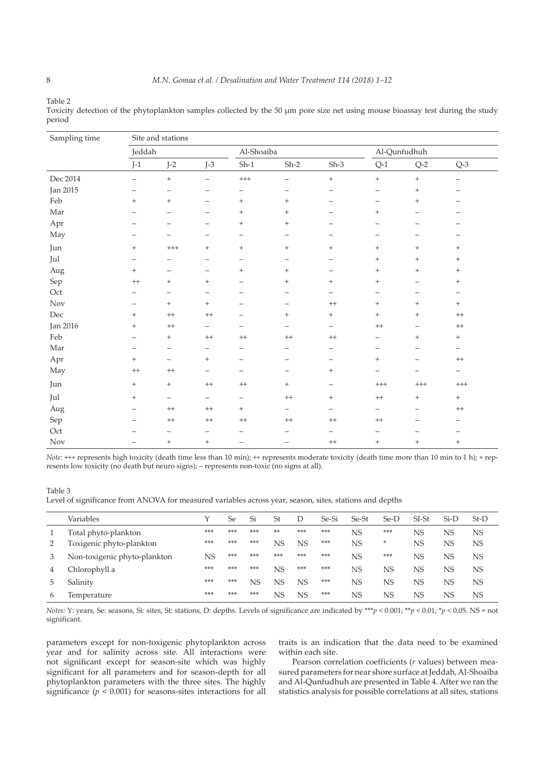Table 2
Toxicity detection of the phytoplankton samples collected by the 50 μm pore size net using mouse bioassay test during the study period

| Sampling time | Site and stations | | | | | | | | |
|---|---|---|---|---|---|---|---|---|---|
| | Jeddah | | | Al-Shoaiba | | | Al-Qunfudhuh | | |
| | J-1 | J-2 | J-3 | Sh-1 | Sh-2 | Sh-3 | Q-1 | Q-2 | Q-3 |
| Dec 2014 | – | + | – | +++ | – | + | + | + | – |
| Jan 2015 | – | – | – | – | – | – | – | + | – |
| Feb | + | + | – | + | + | – | – | + | – |
| Mar | – | – | – | + | + | – | + | – | – |
| Apr | – | – | – | + | + | – | – | – | – |
| May | – | – | – | – | – | – | – | – | – |
| Jun | + | +++ | + | + | + | + | + | + | + |
| Jul | – | – | – | – | – | – | + | + | + |
| Aug | + | – | – | + | + | – | + | + | + |
| Sep | ++ | + | + | – | + | + | + | – | + |
| Oct | – | – | – | – | – | – | – | – | – |
| Nov | – | + | + | – | – | ++ | + | + | + |
| Dec | + | ++ | ++ | – | + | + | + | + | ++ |
| Jan 2016 | + | ++ | – | – | – | – | ++ | – | ++ |
| Feb | – | + | ++ | ++ | ++ | ++ | – | + | + |
| Mar | – | – | – | – | – | – | – | – | – |
| Apr | + | – | + | – | – | – | + | – | ++ |
| May | ++ | ++ | – | – | – | + | – | – | – |
| Jun | + | + | ++ | ++ | + | – | +++ | +++ | +++ |
| Jul | + | – | – | – | ++ | + | ++ | + | + |
| Aug | – | ++ | ++ | + | – | – | – | – | ++ |
| Sep | – | ++ | ++ | ++ | ++ | ++ | ++ | – | – |
| Oct | – | – | – | – | – | – | – | – | – |
| Nov | – | + | + | – | – | ++ | + | + | + |

*Note:* +++ represents high toxicity (death time less than 10 min); ++ represents moderate toxicity (death time more than 10 min to 1 h); + represents low toxicity (no death but neuro signs); – represents non-toxic (no signs at all).

Table 3
Level of significance from ANOVA for measured variables across year, season, sites, stations and depths

| | Variables | Y | Se | Si | St | D | Se-Si | Se-St | Se-D | SI-St | Si-D | St-D |
|---|---|---|---|---|---|---|---|---|---|---|---|---|
| 1 | Total phyto-plankton | *** | *** | *** | ** | *** | *** | NS | *** | NS | NS | NS |
| 2 | Toxigenic phyto-plankton | *** | *** | *** | NS | NS | *** | NS | * | NS | NS | NS |
| 3 | Non-toxigenic phyto-plankton | NS | *** | *** | *** | *** | *** | NS | *** | NS | NS | NS |
| 4 | Chlorophyll a | *** | *** | *** | NS | *** | *** | NS | NS | NS | NS | NS |
| 5 | Salinity | *** | *** | NS | NS | NS | *** | NS | NS | NS | NS | NS |
| 6 | Temperature | *** | *** | *** | NS | NS | *** | NS | NS | NS | NS | NS |

*Notes:* Y: years, Se: seasons, Si: sites, St: stations, D: depths. Levels of significance are indicated by $^{***}p < 0.001$; $^{**}p < 0.01$; $^{*}p < 0.05$. NS = not significant.

parameters except for non-toxigenic phytoplankton across year and for salinity across site. All interactions were not significant except for season-site which was highly significant for all parameters and for season-depth for all phytoplankton parameters with the three sites. The highly significance ($p < 0.001$) for seasons-sites interactions for all traits is an indication that the data need to be examined within each site.

Pearson correlation coefficients ($r$ values) between measured parameters for near shore surface at Jeddah, Al-Shoaiba and Al-Qunfudhuh are presented in Table 4. After we ran the statistics analysis for possible correlations at all sites, stations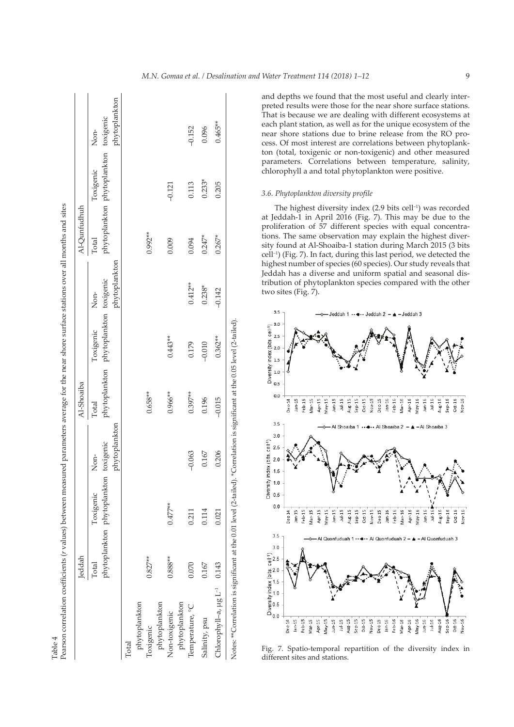Table 4
Pearson correlation coefficients (*r* values) between measured parameters average for the near shore surface stations over all months and sites

| | Jeddah | | | Al-Shoaiba | | | Al-Qunfudhuh | | |
|---|---|---|---|---|---|---|---|---|---|
| | Total phytoplankton | Toxigenic phytoplankton | Non-toxigenic phytoplankton | Total phytoplankton | Toxigenic phytoplankton | Non-toxigenic phytoplankton | Total phytoplankton | Toxigenic phytoplankton | Non-toxigenic phytoplankton |
| Total phytoplankton | | | | | | | | | |
| Toxigenic phytoplankton | 0.827** | | | 0.658** | | | 0.992** | | |
| Non-toxigenic phytoplankton | 0.888** | 0.477** | | 0.966** | 0.443** | | 0.009 | −0.121 | |
| Temperature, °C | 0.070 | 0.211 | −0.063 | 0.397** | 0.179 | 0.412** | 0.094 | 0.113 | −0.152 |
| Salinity, psu | 0.167 | 0.114 | 0.167 | 0.196 | −0.010 | 0.238* | 0.247* | 0.233* | 0.096 |
| Chlorophyll–a, μg L$^{-1}$ | 0.143 | 0.021 | 0.206 | −0.015 | 0.362** | −0.142 | 0.267* | 0.205 | 0.465** |

Notes: **Correlation is significant at the 0.01 level (2-tailed). *Correlation is significant at the 0.05 level (2-tailed).

and depths we found that the most useful and clearly interpreted results were those for the near shore surface stations. That is because we are dealing with different ecosystems at each plant station, as well as for the unique ecosystem of the near shore stations due to brine release from the RO process. Of most interest are correlations between phytoplankton (total, toxigenic or non-toxigenic) and other measured parameters. Correlations between temperature, salinity, chlorophyll a and total phytoplankton were positive.

### 3.6. Phytoplankton diversity profile

The highest diversity index (2.9 bits cell$^{-1}$) was recorded at Jeddah-1 in April 2016 (Fig. 7). This may be due to the proliferation of 57 different species with equal concentrations. The same observation may explain the highest diversity found at Al-Shoaiba-1 station during March 2015 (3 bits cell$^{-1}$) (Fig. 7). In fact, during this last period, we detected the highest number of species (60 species). Our study reveals that Jeddah has a diverse and uniform spatial and seasonal distribution of phytoplankton species compared with the other two sites (Fig. 7).

Fig. 7. Spatio-temporal repartition of the diversity index in different sites and stations.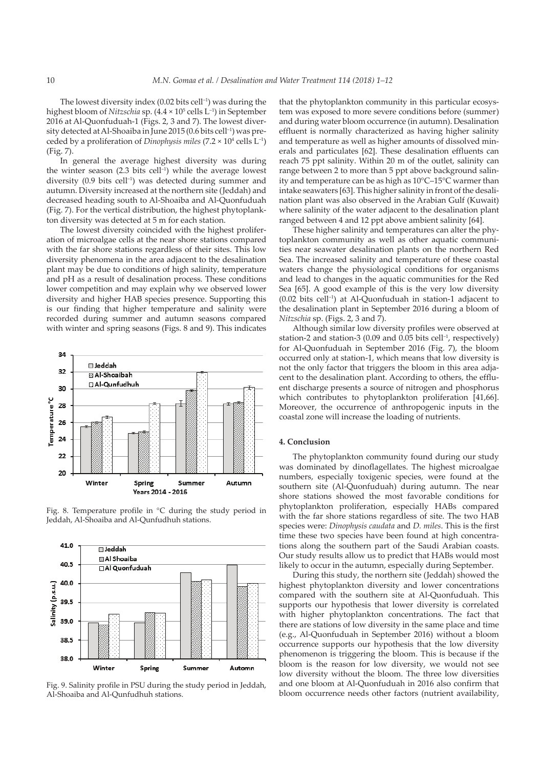The lowest diversity index (0.02 bits cell$^{-1}$) was during the highest bloom of *Nitzschia* sp. ($4.4 \times 10^5$ cells L$^{-1}$) in September 2016 at Al-Quonfuduah-1 (Figs. 2, 3 and 7). The lowest diversity detected at Al-Shoaiba in June 2015 (0.6 bits cell$^{-1}$) was preceded by a proliferation of *Dinophysis miles* ($7.2 \times 10^4$ cells L$^{-1}$) (Fig. 7).

In general the average highest diversity was during the winter season (2.3 bits cell$^{-1}$) while the average lowest diversity (0.9 bits cell$^{-1}$) was detected during summer and autumn. Diversity increased at the northern site (Jeddah) and decreased heading south to Al-Shoaiba and Al-Quonfuduah (Fig. 7). For the vertical distribution, the highest phytoplankton diversity was detected at 5 m for each station.

The lowest diversity coincided with the highest proliferation of microalgae cells at the near shore stations compared with the far shore stations regardless of their sites. This low diversity phenomena in the area adjacent to the desalination plant may be due to conditions of high salinity, temperature and pH as a result of desalination process. These conditions lower competition and may explain why we observed lower diversity and higher HAB species presence. Supporting this is our finding that higher temperature and salinity were recorded during summer and autumn seasons compared with winter and spring seasons (Figs. 8 and 9). This indicates that the phytoplankton community in this particular ecosystem was exposed to more severe conditions before (summer) and during water bloom occurrence (in autumn). Desalination effluent is normally characterized as having higher salinity and temperature as well as higher amounts of dissolved minerals and particulates [62]. These desalination effluents can reach 75 ppt salinity. Within 20 m of the outlet, salinity can range between 2 to more than 5 ppt above background salinity and temperature can be as high as 10°C–15°C warmer than intake seawaters [63]. This higher salinity in front of the desalination plant was also observed in the Arabian Gulf (Kuwait) where salinity of the water adjacent to the desalination plant ranged between 4 and 12 ppt above ambient salinity [64].

Fig. 8. Temperature profile in °C during the study period in Jeddah, Al-Shoaiba and Al-Qunfudhuh stations.

Fig. 9. Salinity profile in PSU during the study period in Jeddah, Al-Shoaiba and Al-Qunfudhuh stations.

These higher salinity and temperatures can alter the phytoplankton community as well as other aquatic communities near seawater desalination plants on the northern Red Sea. The increased salinity and temperature of these coastal waters change the physiological conditions for organisms and lead to changes in the aquatic communities for the Red Sea [65]. A good example of this is the very low diversity (0.02 bits cell$^{-1}$) at Al-Quonfuduah in station-1 adjacent to the desalination plant in September 2016 during a bloom of *Nitzschia* sp. (Figs. 2, 3 and 7).

Although similar low diversity profiles were observed at station-2 and station-3 (0.09 and 0.05 bits cell$^{-1}$, respectively) for Al-Quonfuduah in September 2016 (Fig. 7), the bloom occurred only at station-1, which means that low diversity is not the only factor that triggers the bloom in this area adjacent to the desalination plant. According to others, the effluent discharge presents a source of nitrogen and phosphorus which contributes to phytoplankton proliferation [41,66]. Moreover, the occurrence of anthropogenic inputs in the coastal zone will increase the loading of nutrients.

## 4. Conclusion

The phytoplankton community found during our study was dominated by dinoflagellates. The highest microalgae numbers, especially toxigenic species, were found at the southern site (Al-Quonfuduah) during autumn. The near shore stations showed the most favorable conditions for phytoplankton proliferation, especially HABs compared with the far shore stations regardless of site. The two HAB species were: *Dinophysis caudata* and *D. miles*. This is the first time these two species have been found at high concentrations along the southern part of the Saudi Arabian coasts. Our study results allow us to predict that HABs would most likely to occur in the autumn, especially during September.

During this study, the northern site (Jeddah) showed the highest phytoplankton diversity and lower concentrations compared with the southern site at Al-Quonfuduah. This supports our hypothesis that lower diversity is correlated with higher phytoplankton concentrations. The fact that there are stations of low diversity in the same place and time (e.g., Al-Quonfuduah in September 2016) without a bloom occurrence supports our hypothesis that the low diversity phenomenon is triggering the bloom. This is because if the bloom is the reason for low diversity, we would not see low diversity without the bloom. The three low diversities and one bloom at Al-Quonfuduah in 2016 also confirm that bloom occurrence needs other factors (nutrient availability,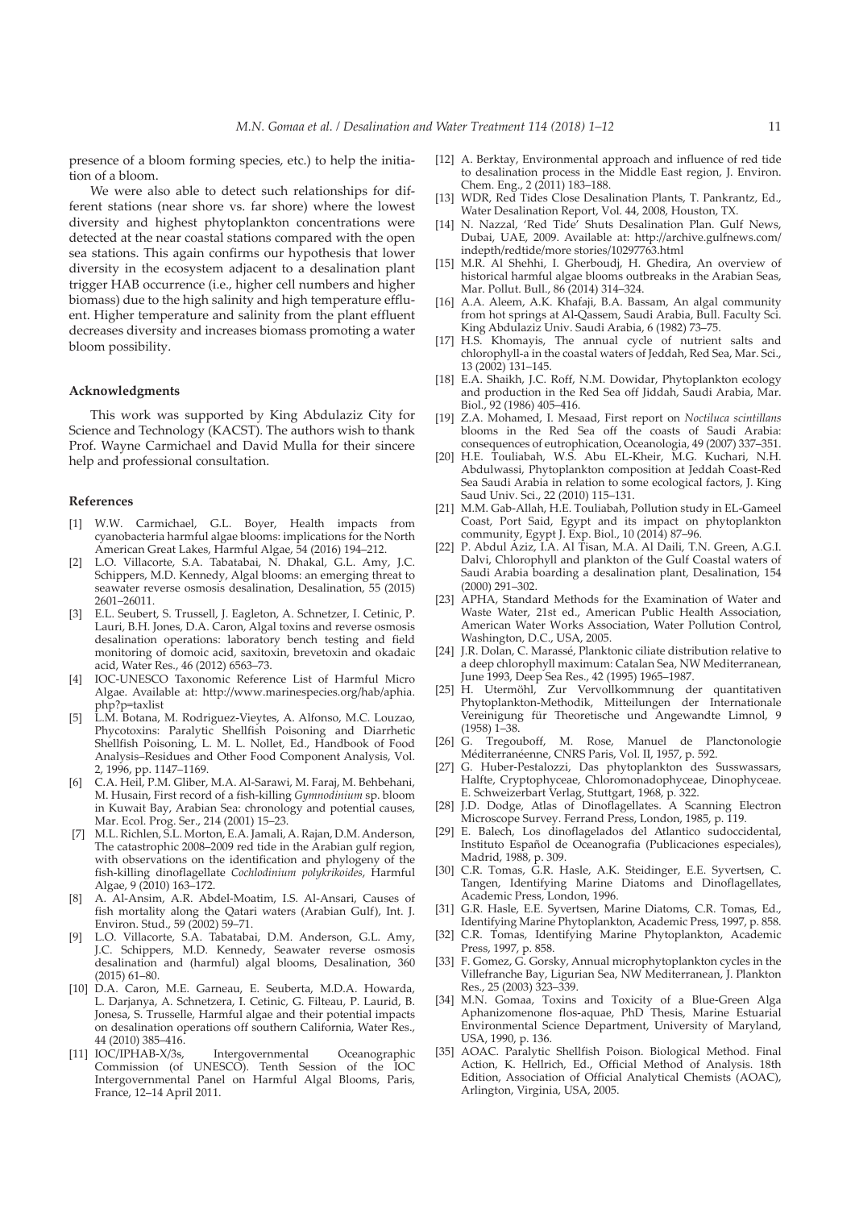presence of a bloom forming species, etc.) to help the initiation of a bloom.

We were also able to detect such relationships for different stations (near shore vs. far shore) where the lowest diversity and highest phytoplankton concentrations were detected at the near coastal stations compared with the open sea stations. This again confirms our hypothesis that lower diversity in the ecosystem adjacent to a desalination plant trigger HAB occurrence (i.e., higher cell numbers and higher biomass) due to the high salinity and high temperature effluent. Higher temperature and salinity from the plant effluent decreases diversity and increases biomass promoting a water bloom possibility.

## Acknowledgments

This work was supported by King Abdulaziz City for Science and Technology (KACST). The authors wish to thank Prof. Wayne Carmichael and David Mulla for their sincere help and professional consultation.

## References

[1] W.W. Carmichael, G.L. Boyer, Health impacts from cyanobacteria harmful algae blooms: implications for the North American Great Lakes, Harmful Algae, 54 (2016) 194–212.

[2] L.O. Villacorte, S.A. Tabatabai, N. Dhakal, G.L. Amy, J.C. Schippers, M.D. Kennedy, Algal blooms: an emerging threat to seawater reverse osmosis desalination, Desalination, 55 (2015) 2601–26011.

[3] E.L. Seubert, S. Trussell, J. Eagleton, A. Schnetzer, I. Cetinic, P. Lauri, B.H. Jones, D.A. Caron, Algal toxins and reverse osmosis desalination operations: laboratory bench testing and field monitoring of domoic acid, saxitoxin, brevetoxin and okadaic acid, Water Res., 46 (2012) 6563–73.

[4] IOC-UNESCO Taxonomic Reference List of Harmful Micro Algae. Available at: http://www.marinespecies.org/hab/aphia.php?p=taxlist

[5] L.M. Botana, M. Rodriguez-Vieytes, A. Alfonso, M.C. Louzao, Phycotoxins: Paralytic Shellfish Poisoning and Diarrhetic Shellfish Poisoning, L. M. L. Nollet, Ed., Handbook of Food Analysis–Residues and Other Food Component Analysis, Vol. 2, 1996, pp. 1147–1169.

[6] C.A. Heil, P.M. Gliber, M.A. Al-Sarawi, M. Faraj, M. Behbehani, M. Husain, First record of a fish-killing *Gymnodinium* sp. bloom in Kuwait Bay, Arabian Sea: chronology and potential causes, Mar. Ecol. Prog. Ser., 214 (2001) 15–23.

[7] M.L. Richlen, S.L. Morton, E.A. Jamali, A. Rajan, D.M. Anderson, The catastrophic 2008–2009 red tide in the Arabian gulf region, with observations on the identification and phylogeny of the fish-killing dinoflagellate *Cochlodinium polykrikoides*, Harmful Algae, 9 (2010) 163–172.

[8] A. Al-Ansim, A.R. Abdel-Moatim, I.S. Al-Ansari, Causes of fish mortality along the Qatari waters (Arabian Gulf), Int. J. Environ. Stud., 59 (2002) 59–71.

[9] L.O. Villacorte, S.A. Tabatabai, D.M. Anderson, G.L. Amy, J.C. Schippers, M.D. Kennedy, Seawater reverse osmosis desalination and (harmful) algal blooms, Desalination, 360 (2015) 61–80.

[10] D.A. Caron, M.E. Garneau, E. Seuberta, M.D.A. Howarda, L. Darjanya, A. Schnetzera, I. Cetinic, G. Filteau, P. Laurid, B. Jonesa, S. Trusselle, Harmful algae and their potential impacts on desalination operations off southern California, Water Res., 44 (2010) 385–416.

[11] IOC/IPHAB-X/3s, Intergovernmental Oceanographic Commission (of UNESCO). Tenth Session of the IOC Intergovernmental Panel on Harmful Algal Blooms, Paris, France, 12–14 April 2011.

[12] A. Berktay, Environmental approach and influence of red tide to desalination process in the Middle East region, J. Environ. Chem. Eng., 2 (2011) 183–188.

[13] WDR, Red Tides Close Desalination Plants, T. Pankrantz, Ed., Water Desalination Report, Vol. 44, 2008, Houston, TX.

[14] N. Nazzal, 'Red Tide' Shuts Desalination Plan. Gulf News, Dubai, UAE, 2009. Available at: http://archive.gulfnews.com/indepth/redtide/more stories/10297763.html

[15] M.R. Al Shehhi, I. Gherboudj, H. Ghedira, An overview of historical harmful algae blooms outbreaks in the Arabian Seas, Mar. Pollut. Bull., 86 (2014) 314–324.

[16] A.A. Aleem, A.K. Khafaji, B.A. Bassam, An algal community from hot springs at Al-Qassem, Saudi Arabia, Bull. Faculty Sci. King Abdulaziz Univ. Saudi Arabia, 6 (1982) 73–75.

[17] H.S. Khomayis, The annual cycle of nutrient salts and chlorophyll-a in the coastal waters of Jeddah, Red Sea, Mar. Sci., 13 (2002) 131–145.

[18] E.A. Shaikh, J.C. Roff, N.M. Dowidar, Phytoplankton ecology and production in the Red Sea off Jiddah, Saudi Arabia, Mar. Biol., 92 (1986) 405–416.

[19] Z.A. Mohamed, I. Mesaad, First report on *Noctiluca scintillans* blooms in the Red Sea off the coasts of Saudi Arabia: consequences of eutrophication, Oceanologia, 49 (2007) 337–351.

[20] H.E. Touliabah, W.S. Abu EL-Kheir, M.G. Kuchari, N.H. Abdulwassi, Phytoplankton composition at Jeddah Coast-Red Sea Saudi Arabia in relation to some ecological factors, J. King Saud Univ. Sci., 22 (2010) 115–131.

[21] M.M. Gab-Allah, H.E. Touliabah, Pollution study in EL-Gameel Coast, Port Said, Egypt and its impact on phytoplankton community, Egypt J. Exp. Biol., 10 (2014) 87–96.

[22] P. Abdul Aziz, I.A. Al Tisan, M.A. Al Daili, T.N. Green, A.G.I. Dalvi, Chlorophyll and plankton of the Gulf Coastal waters of Saudi Arabia boarding a desalination plant, Desalination, 154 (2000) 291–302.

[23] APHA, Standard Methods for the Examination of Water and Waste Water, 21st ed., American Public Health Association, American Water Works Association, Water Pollution Control, Washington, D.C., USA, 2005.

[24] J.R. Dolan, C. Marassé, Planktonic ciliate distribution relative to a deep chlorophyll maximum: Catalan Sea, NW Mediterranean, June 1993, Deep Sea Res., 42 (1995) 1965–1987.

[25] H. Utermöhl, Zur Vervollkommnung der quantitativen Phytoplankton-Methodik, Mitteilungen der Internationale Vereinigung für Theoretische und Angewandte Limnol, 9 (1958) 1–38.

[26] G. Tregouboff, M. Rose, Manuel de Planctonologie Méditerranéenne, CNRS Paris, Vol. II, 1957, p. 592.

[27] G. Huber-Pestalozzi, Das phytoplankton des Susswassars, Halfte, Cryptophyceae, Chloromonadophyceae, Dinophyceae. E. Schweizerbart Verlag, Stuttgart, 1968, p. 322.

[28] J.D. Dodge, Atlas of Dinoflagellates. A Scanning Electron Microscope Survey. Ferrand Press, London, 1985, p. 119.

[29] E. Balech, Los dinoflagelados del Atlantico sudoccidental, Instituto Español de Oceanografia (Publicaciones especiales), Madrid, 1988, p. 309.

[30] C.R. Tomas, G.R. Hasle, A.K. Steidinger, E.E. Syvertsen, C. Tangen, Identifying Marine Diatoms and Dinoflagellates, Academic Press, London, 1996.

[31] G.R. Hasle, E.E. Syvertsen, Marine Diatoms, C.R. Tomas, Ed., Identifying Marine Phytoplankton, Academic Press, 1997, p. 858.

[32] C.R. Tomas, Identifying Marine Phytoplankton, Academic Press, 1997, p. 858.

[33] F. Gomez, G. Gorsky, Annual microphytoplankton cycles in the Villefranche Bay, Ligurian Sea, NW Mediterranean, J. Plankton Res., 25 (2003) 323–339.

[34] M.N. Gomaa, Toxins and Toxicity of a Blue-Green Alga Aphanizomenone flos-aquae, PhD Thesis, Marine Estuarial Environmental Science Department, University of Maryland, USA, 1990, p. 136.

[35] AOAC. Paralytic Shellfish Poison. Biological Method. Final Action, K. Hellrich, Ed., Official Method of Analysis. 18th Edition, Association of Official Analytical Chemists (AOAC), Arlington, Virginia, USA, 2005.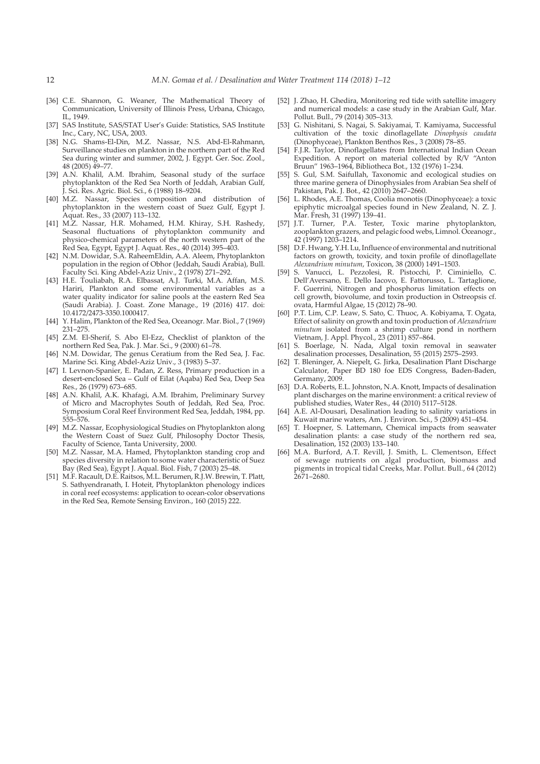[36] C.E. Shannon, G. Weaner, The Mathematical Theory of Communication, University of Illinois Press, Urbana, Chicago, IL, 1949.

[37] SAS Institute, SAS/STAT User's Guide: Statistics, SAS Institute Inc., Cary, NC, USA, 2003.

[38] N.G. Shams-El-Din, M.Z. Nassar, N.S. Abd-El-Rahmann, Surveillance studies on plankton in the northern part of the Red Sea during winter and summer, 2002, J. Egypt. Ger. Soc. Zool., 48 (2005) 49–77.

[39] A.N. Khalil, A.M. Ibrahim, Seasonal study of the surface phytoplankton of the Red Sea North of Jeddah, Arabian Gulf, J. Sci. Res. Agric. Biol. Sci., 6 (1988) 18–9204.

[40] M.Z. Nassar, Species composition and distribution of phytoplankton in the western coast of Suez Gulf, Egypt J. Aquat. Res., 33 (2007) 113–132.

[41] M.Z. Nassar, H.R. Mohamed, H.M. Khiray, S.H. Rashedy, Seasonal fluctuations of phytoplankton community and physico-chemical parameters of the north western part of the Red Sea, Egypt, Egypt J. Aquat. Res., 40 (2014) 395–403.

[42] N.M. Dowidar, S.A. RaheemEldin, A.A. Aleem, Phytoplankton population in the region of Obhor (Jeddah, Saudi Arabia), Bull. Faculty Sci. King Abdel-Aziz Univ., 2 (1978) 271–292.

[43] H.E. Touliabah, R.A. Elbassat, A.J. Turki, M.A. Affan, M.S. Hariri, Plankton and some environmental variables as a water quality indicator for saline pools at the eastern Red Sea (Saudi Arabia). J. Coast. Zone Manage., 19 (2016) 417. doi: 10.4172/2473-3350.1000417.

[44] Y. Halim, Plankton of the Red Sea, Oceanogr. Mar. Biol., 7 (1969) 231–275.

[45] Z.M. El-Sherif, S. Abo El-Ezz, Checklist of plankton of the northern Red Sea, Pak. J. Mar. Sci., 9 (2000) 61–78.

[46] N.M. Dowidar, The genus Ceratium from the Red Sea, J. Fac. Marine Sci. King Abdel-Aziz Univ., 3 (1983) 5–37.

[47] I. Levnon-Spanier, E. Padan, Z. Ress, Primary production in a desert-enclosed Sea – Gulf of Eilat (Aqaba) Red Sea, Deep Sea Res., 26 (1979) 673–685.

[48] A.N. Khalil, A.K. Khafagi, A.M. Ibrahim, Preliminary Survey of Micro and Macrophytes South of Jeddah, Red Sea, Proc. Symposium Coral Reef Environment Red Sea, Jeddah, 1984, pp. 555–576.

[49] M.Z. Nassar, Ecophysiological Studies on Phytoplankton along the Western Coast of Suez Gulf, Philosophy Doctor Thesis, Faculty of Science, Tanta University, 2000.

[50] M.Z. Nassar, M.A. Hamed, Phytoplankton standing crop and species diversity in relation to some water characteristic of Suez Bay (Red Sea), Egypt J. Aqual. Biol. Fish, 7 (2003) 25–48.

[51] M.F. Racault, D.E. Raitsos, M.L. Berumen, R.J.W. Brewin, T. Platt, S. Sathyendranath, I. Hoteit, Phytoplankton phenology indices in coral reef ecosystems: application to ocean-color observations in the Red Sea, Remote Sensing Environ., 160 (2015) 222.

[52] J. Zhao, H. Ghedira, Monitoring red tide with satellite imagery and numerical models: a case study in the Arabian Gulf, Mar. Pollut. Bull., 79 (2014) 305–313.

[53] G. Nishitani, S. Nagai, S. Sakiyamai, T. Kamiyama, Successful cultivation of the toxic dinoflagellate *Dinophysis caudata* (Dinophyceae), Plankton Benthos Res., 3 (2008) 78–85.

[54] F.J.R. Taylor, Dinoflagellates from International Indian Ocean Expedition. A report on material collected by R/V "Anton Bruun" 1963–1964, Bibliotheca Bot., 132 (1976) 1–234.

[55] S. Gul, S.M. Saifullah, Taxonomic and ecological studies on three marine genera of Dinophysiales from Arabian Sea shelf of Pakistan, Pak. J. Bot., 42 (2010) 2647–2660.

[56] L. Rhodes, A.E. Thomas, Coolia monotis (Dinophyceae): a toxic epiphytic microalgal species found in New Zealand, N. Z. J. Mar. Fresh, 31 (1997) 139–41.

[57] J.T. Turner, P.A. Tester, Toxic marine phytoplankton, zooplankton grazers, and pelagic food webs, Limnol. Oceanogr., 42 (1997) 1203–1214.

[58] D.F. Hwang, Y.H. Lu, Influence of environmental and nutritional factors on growth, toxicity, and toxin profile of dinoflagellate *Alexandrium minutum*, Toxicon, 38 (2000) 1491–1503.

[59] S. Vanucci, L. Pezzolesi, R. Pistocchi, P. Ciminiello, C. Dell'Aversano, E. Dello Iacovo, E. Fattorusso, L. Tartaglione, F. Guerrini, Nitrogen and phosphorus limitation effects on cell growth, biovolume, and toxin production in Ostreopsis cf. ovata, Harmful Algae, 15 (2012) 78–90.

[60] P.T. Lim, C.P. Leaw, S. Sato, C. Thuoc, A. Kobiyama, T. Ogata, Effect of salinity on growth and toxin production of *Alexandrium minutum* isolated from a shrimp culture pond in northern Vietnam, J. Appl. Phycol., 23 (2011) 857–864.

[61] S. Boerlage, N. Nada, Algal toxin removal in seawater desalination processes, Desalination, 55 (2015) 2575–2593.

[62] T. Bleninger, A. Niepelt, G. Jirka, Desalination Plant Discharge Calculator, Paper BD 180 foe EDS Congress, Baden-Baden, Germany, 2009.

[63] D.A. Roberts, E.L. Johnston, N.A. Knott, Impacts of desalination plant discharges on the marine environment: a critical review of published studies, Water Res., 44 (2010) 5117–5128.

[64] A.E. Al-Dousari, Desalination leading to salinity variations in Kuwait marine waters, Am. J. Environ. Sci., 5 (2009) 451–454.

[65] T. Hoepner, S. Lattemann, Chemical impacts from seawater desalination plants: a case study of the northern red sea, Desalination, 152 (2003) 133–140.

[66] M.A. Burford, A.T. Revill, J. Smith, L. Clementson, Effect of sewage nutrients on algal production, biomass and pigments in tropical tidal Creeks, Mar. Pollut. Bull., 64 (2012) 2671–2680.